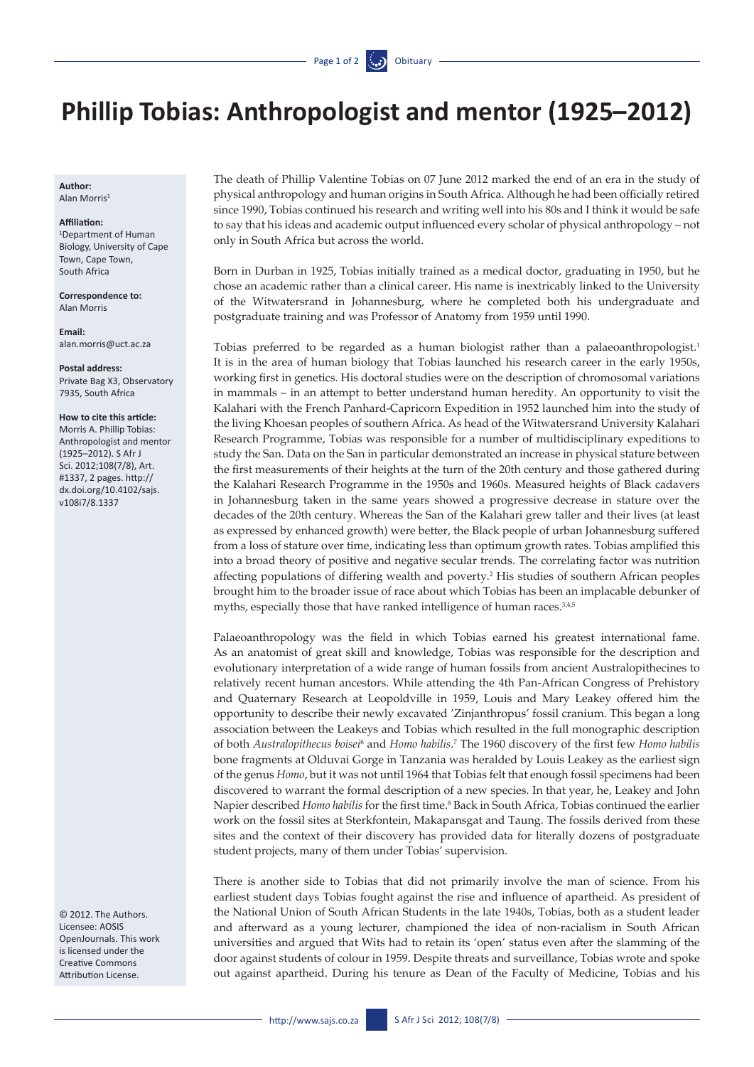# Phillip Tobias: Anthropologist and mentor (1925–2012)

**Author:**
Alan Morris[1]

**Affiliation:**
[1]Department of Human Biology, University of Cape Town, Cape Town, South Africa

**Correspondence to:**
Alan Morris

**Email:**
alan.morris@uct.ac.za

**Postal address:**
Private Bag X3, Observatory 7935, South Africa

**How to cite this article:**
Morris A. Phillip Tobias: Anthropologist and mentor (1925–2012). S Afr J Sci. 2012;108(7/8), Art. #1337, 2 pages. http://dx.doi.org/10.4102/sajs.v108i7/8.1337

© 2012. The Authors. Licensee: AOSIS OpenJournals. This work is licensed under the Creative Commons Attribution License.

The death of Phillip Valentine Tobias on 07 June 2012 marked the end of an era in the study of physical anthropology and human origins in South Africa. Although he had been officially retired since 1990, Tobias continued his research and writing well into his 80s and I think it would be safe to say that his ideas and academic output influenced every scholar of physical anthropology – not only in South Africa but across the world.

Born in Durban in 1925, Tobias initially trained as a medical doctor, graduating in 1950, but he chose an academic rather than a clinical career. His name is inextricably linked to the University of the Witwatersrand in Johannesburg, where he completed both his undergraduate and postgraduate training and was Professor of Anatomy from 1959 until 1990.

Tobias preferred to be regarded as a human biologist rather than a palaeoanthropologist.[1] It is in the area of human biology that Tobias launched his research career in the early 1950s, working first in genetics. His doctoral studies were on the description of chromosomal variations in mammals – in an attempt to better understand human heredity. An opportunity to visit the Kalahari with the French Panhard-Capricorn Expedition in 1952 launched him into the study of the living Khoesan peoples of southern Africa. As head of the Witwatersrand University Kalahari Research Programme, Tobias was responsible for a number of multidisciplinary expeditions to study the San. Data on the San in particular demonstrated an increase in physical stature between the first measurements of their heights at the turn of the 20th century and those gathered during the Kalahari Research Programme in the 1950s and 1960s. Measured heights of Black cadavers in Johannesburg taken in the same years showed a progressive decrease in stature over the decades of the 20th century. Whereas the San of the Kalahari grew taller and their lives (at least as expressed by enhanced growth) were better, the Black people of urban Johannesburg suffered from a loss of stature over time, indicating less than optimum growth rates. Tobias amplified this into a broad theory of positive and negative secular trends. The correlating factor was nutrition affecting populations of differing wealth and poverty.[2] His studies of southern African peoples brought him to the broader issue of race about which Tobias has been an implacable debunker of myths, especially those that have ranked intelligence of human races.[3,4,5]

Palaeoanthropology was the field in which Tobias earned his greatest international fame. As an anatomist of great skill and knowledge, Tobias was responsible for the description and evolutionary interpretation of a wide range of human fossils from ancient Australopithecines to relatively recent human ancestors. While attending the 4th Pan-African Congress of Prehistory and Quaternary Research at Leopoldville in 1959, Louis and Mary Leakey offered him the opportunity to describe their newly excavated 'Zinjanthropus' fossil cranium. This began a long association between the Leakeys and Tobias which resulted in the full monographic description of both *Australopithecus boisei*[6] and *Homo habilis*.[7] The 1960 discovery of the first few *Homo habilis* bone fragments at Olduvai Gorge in Tanzania was heralded by Louis Leakey as the earliest sign of the genus *Homo*, but it was not until 1964 that Tobias felt that enough fossil specimens had been discovered to warrant the formal description of a new species. In that year, he, Leakey and John Napier described *Homo habilis* for the first time.[8] Back in South Africa, Tobias continued the earlier work on the fossil sites at Sterkfontein, Makapansgat and Taung. The fossils derived from these sites and the context of their discovery has provided data for literally dozens of postgraduate student projects, many of them under Tobias' supervision.

There is another side to Tobias that did not primarily involve the man of science. From his earliest student days Tobias fought against the rise and influence of apartheid. As president of the National Union of South African Students in the late 1940s, Tobias, both as a student leader and afterward as a young lecturer, championed the idea of non-racialism in South African universities and argued that Wits had to retain its 'open' status even after the slamming of the door against students of colour in 1959. Despite threats and surveillance, Tobias wrote and spoke out against apartheid. During his tenure as Dean of the Faculty of Medicine, Tobias and his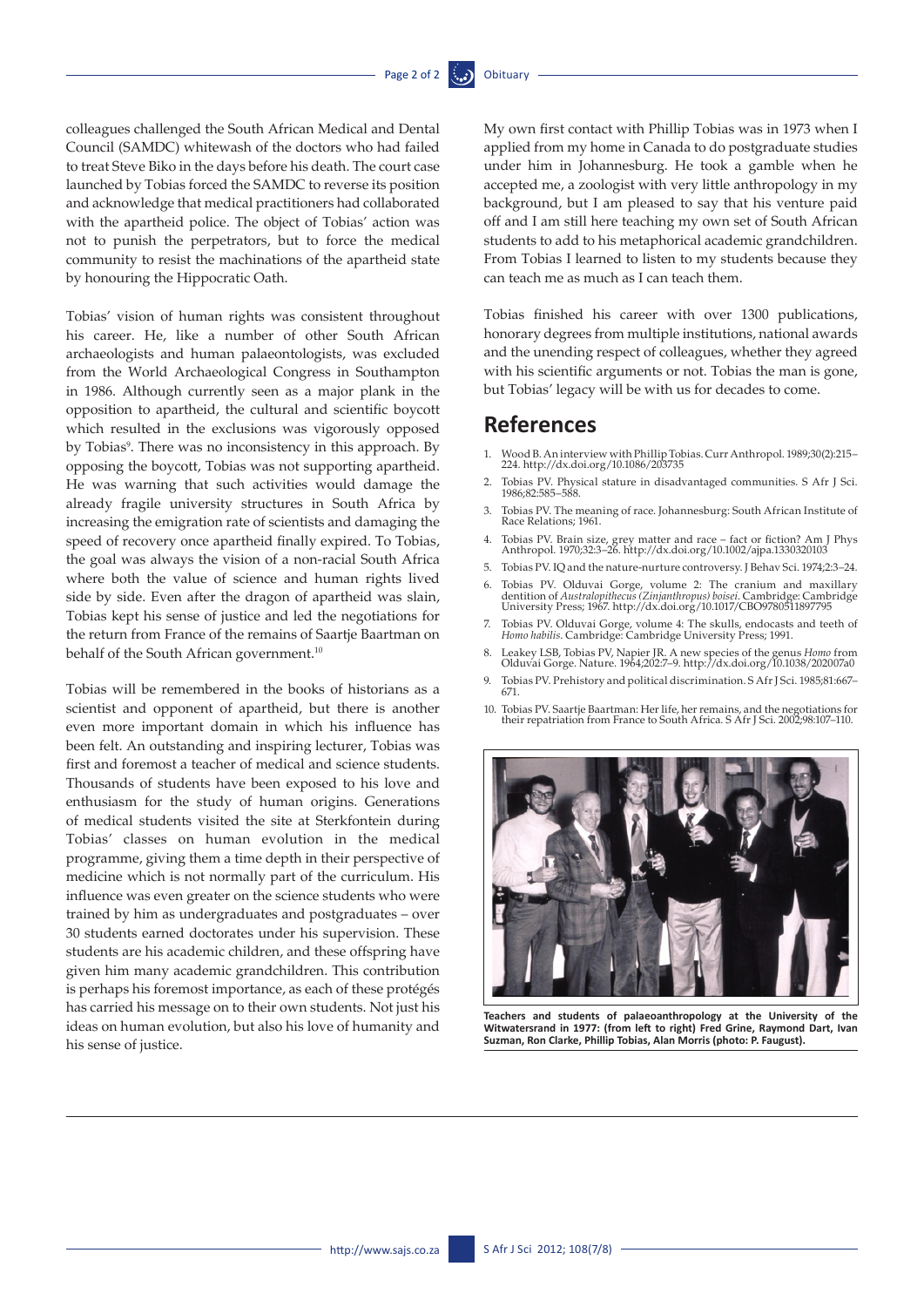colleagues challenged the South African Medical and Dental Council (SAMDC) whitewash of the doctors who had failed to treat Steve Biko in the days before his death. The court case launched by Tobias forced the SAMDC to reverse its position and acknowledge that medical practitioners had collaborated with the apartheid police. The object of Tobias' action was not to punish the perpetrators, but to force the medical community to resist the machinations of the apartheid state by honouring the Hippocratic Oath.

Tobias' vision of human rights was consistent throughout his career. He, like a number of other South African archaeologists and human palaeontologists, was excluded from the World Archaeological Congress in Southampton in 1986. Although currently seen as a major plank in the opposition to apartheid, the cultural and scientific boycott which resulted in the exclusions was vigorously opposed by Tobias[9]. There was no inconsistency in this approach. By opposing the boycott, Tobias was not supporting apartheid. He was warning that such activities would damage the already fragile university structures in South Africa by increasing the emigration rate of scientists and damaging the speed of recovery once apartheid finally expired. To Tobias, the goal was always the vision of a non-racial South Africa where both the value of science and human rights lived side by side. Even after the dragon of apartheid was slain, Tobias kept his sense of justice and led the negotiations for the return from France of the remains of Saartje Baartman on behalf of the South African government.[10]

Tobias will be remembered in the books of historians as a scientist and opponent of apartheid, but there is another even more important domain in which his influence has been felt. An outstanding and inspiring lecturer, Tobias was first and foremost a teacher of medical and science students. Thousands of students have been exposed to his love and enthusiasm for the study of human origins. Generations of medical students visited the site at Sterkfontein during Tobias' classes on human evolution in the medical programme, giving them a time depth in their perspective of medicine which is not normally part of the curriculum. His influence was even greater on the science students who were trained by him as undergraduates and postgraduates – over 30 students earned doctorates under his supervision. These students are his academic children, and these offspring have given him many academic grandchildren. This contribution is perhaps his foremost importance, as each of these protégés has carried his message on to their own students. Not just his ideas on human evolution, but also his love of humanity and his sense of justice.

My own first contact with Phillip Tobias was in 1973 when I applied from my home in Canada to do postgraduate studies under him in Johannesburg. He took a gamble when he accepted me, a zoologist with very little anthropology in my background, but I am pleased to say that his venture paid off and I am still here teaching my own set of South African students to add to his metaphorical academic grandchildren. From Tobias I learned to listen to my students because they can teach me as much as I can teach them.

Tobias finished his career with over 1300 publications, honorary degrees from multiple institutions, national awards and the unending respect of colleagues, whether they agreed with his scientific arguments or not. Tobias the man is gone, but Tobias' legacy will be with us for decades to come.

## References

1. Wood B. An interview with Phillip Tobias. Curr Anthropol. 1989;30(2):215–224. http://dx.doi.org/10.1086/203735
2. Tobias PV. Physical stature in disadvantaged communities. S Afr J Sci. 1986;82:585–588.
3. Tobias PV. The meaning of race. Johannesburg: South African Institute of Race Relations; 1961.
4. Tobias PV. Brain size, grey matter and race – fact or fiction? Am J Phys Anthropol. 1970;32:3–26. http://dx.doi.org/10.1002/ajpa.1330320103
5. Tobias PV. IQ and the nature-nurture controversy. J Behav Sci. 1974;2:3–24.
6. Tobias PV. Olduvai Gorge, volume 2: The cranium and maxillary dentition of *Australopithecus (Zinjanthropus) boisei*. Cambridge: Cambridge University Press; 1967. http://dx.doi.org/10.1017/CBO9780511897795
7. Tobias PV. Olduvai Gorge, volume 4: The skulls, endocasts and teeth of *Homo habilis*. Cambridge: Cambridge University Press; 1991.
8. Leakey LSB, Tobias PV, Napier JR. A new species of the genus *Homo* from Olduvai Gorge. Nature. 1964;202:7–9. http://dx.doi.org/10.1038/202007a0
9. Tobias PV. Prehistory and political discrimination. S Afr J Sci. 1985;81:667–671.
10. Tobias PV. Saartje Baartman: Her life, her remains, and the negotiations for their repatriation from France to South Africa. S Afr J Sci. 2002;98:107–110.

**Teachers and students of palaeoanthropology at the University of the Witwatersrand in 1977: (from left to right) Fred Grine, Raymond Dart, Ivan Suzman, Ron Clarke, Phillip Tobias, Alan Morris (photo: P. Faugust).**